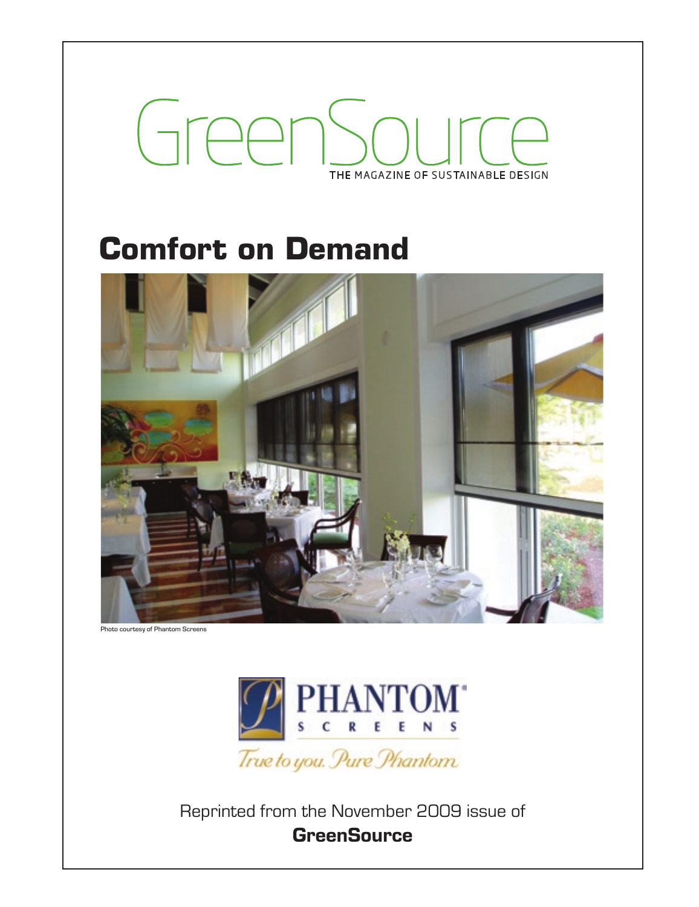GreenSource

THE MAGAZINE OF SUSTAINABLE DESIGN

# Comfort on Demand

Photo courtesy of Phantom Screens

PHANTOM® SCREENS

*True to you. Pure Phantom*

Reprinted from the November 2009 issue of

**GreenSource**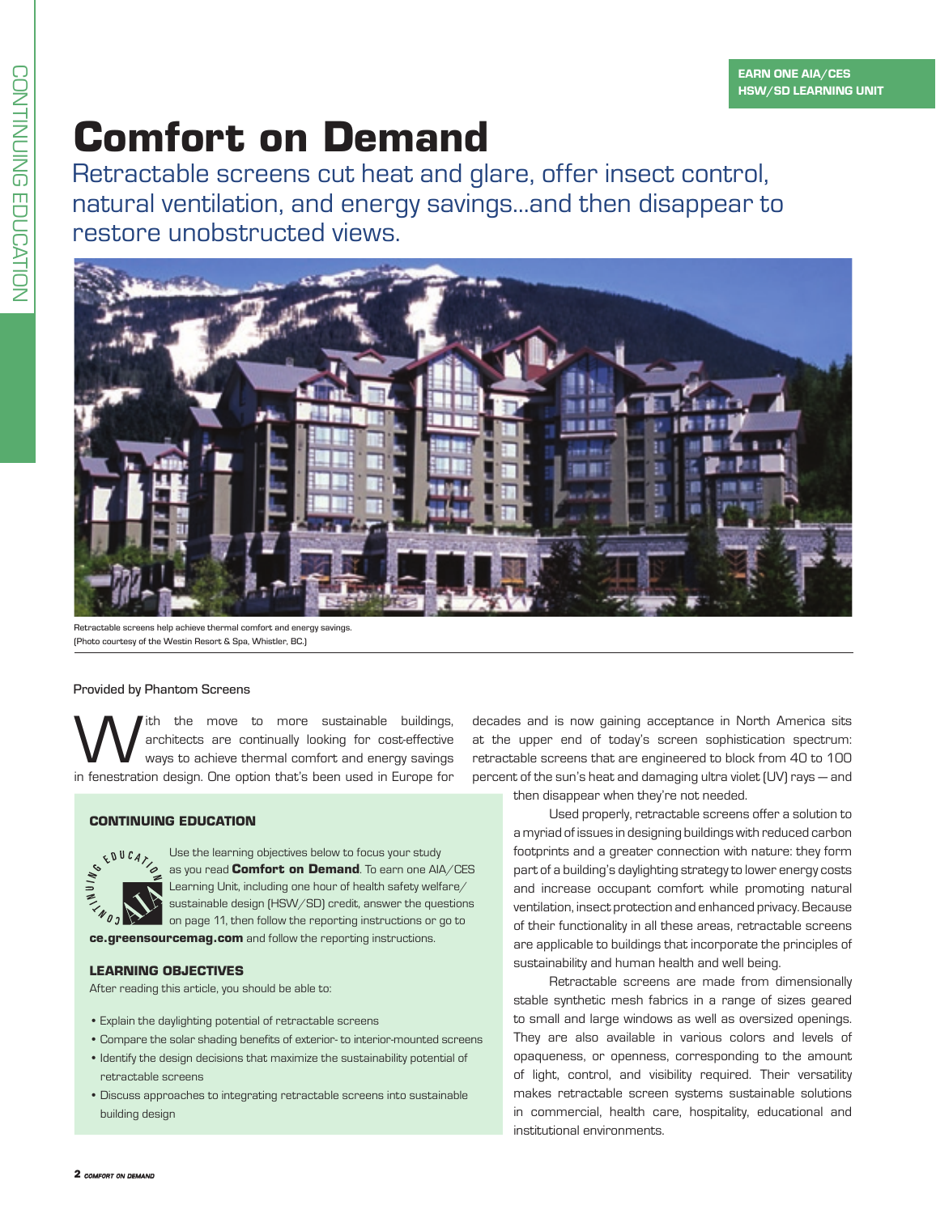EARN ONE AIA/CES HSW/SD LEARNING UNIT

# Comfort on Demand

## Retractable screens cut heat and glare, offer insect control, natural ventilation, and energy savings...and then disappear to restore unobstructed views.

Retractable screens help achieve thermal comfort and energy savings. (Photo courtesy of the Westin Resort & Spa, Whistler, BC.)

Provided by Phantom Screens

With the move to more sustainable buildings, architects are continually looking for cost-effective ways to achieve thermal comfort and energy savings in fenestration design. One option that's been used in Europe for decades and is now gaining acceptance in North America sits at the upper end of today's screen sophistication spectrum: retractable screens that are engineered to block from 40 to 100 percent of the sun's heat and damaging ultra violet (UV) rays — and then disappear when they're not needed.

### CONTINUING EDUCATION

Use the learning objectives below to focus your study as you read **Comfort on Demand**. To earn one AIA/CES Learning Unit, including one hour of health safety welfare/sustainable design (HSW/SD) credit, answer the questions on page 11, then follow the reporting instructions or go to **ce.greensourcemag.com** and follow the reporting instructions.

### LEARNING OBJECTIVES

After reading this article, you should be able to:

- Explain the daylighting potential of retractable screens
- Compare the solar shading benefits of exterior- to interior-mounted screens
- Identify the design decisions that maximize the sustainability potential of retractable screens
- Discuss approaches to integrating retractable screens into sustainable building design

Used properly, retractable screens offer a solution to a myriad of issues in designing buildings with reduced carbon footprints and a greater connection with nature: they form part of a building's daylighting strategy to lower energy costs and increase occupant comfort while promoting natural ventilation, insect protection and enhanced privacy. Because of their functionality in all these areas, retractable screens are applicable to buildings that incorporate the principles of sustainability and human health and well being.

Retractable screens are made from dimensionally stable synthetic mesh fabrics in a range of sizes geared to small and large windows as well as oversized openings. They are also available in various colors and levels of opaqueness, or openness, corresponding to the amount of light, control, and visibility required. Their versatility makes retractable screen systems sustainable solutions in commercial, health care, hospitality, educational and institutional environments.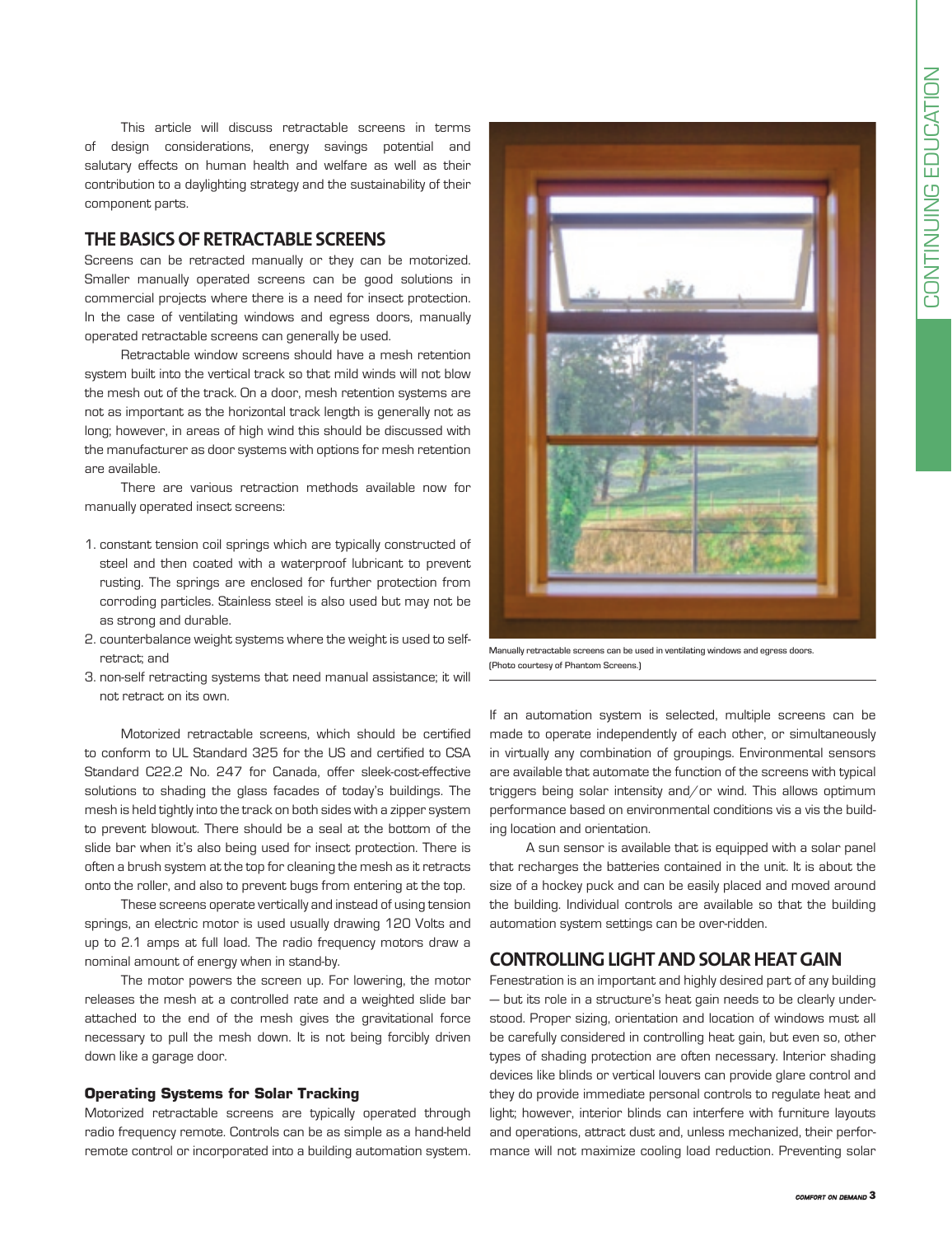This article will discuss retractable screens in terms of design considerations, energy savings potential and salutary effects on human health and welfare as well as their contribution to a daylighting strategy and the sustainability of their component parts.

## THE BASICS OF RETRACTABLE SCREENS

Screens can be retracted manually or they can be motorized. Smaller manually operated screens can be good solutions in commercial projects where there is a need for insect protection. In the case of ventilating windows and egress doors, manually operated retractable screens can generally be used.

Retractable window screens should have a mesh retention system built into the vertical track so that mild winds will not blow the mesh out of the track. On a door, mesh retention systems are not as important as the horizontal track length is generally not as long; however, in areas of high wind this should be discussed with the manufacturer as door systems with options for mesh retention are available.

There are various retraction methods available now for manually operated insect screens:

1. constant tension coil springs which are typically constructed of steel and then coated with a waterproof lubricant to prevent rusting. The springs are enclosed for further protection from corroding particles. Stainless steel is also used but may not be as strong and durable.
2. counterbalance weight systems where the weight is used to self-retract; and
3. non-self retracting systems that need manual assistance; it will not retract on its own.

Motorized retractable screens, which should be certified to conform to UL Standard 325 for the US and certified to CSA Standard C22.2 No. 247 for Canada, offer sleek-cost-effective solutions to shading the glass facades of today's buildings. The mesh is held tightly into the track on both sides with a zipper system to prevent blowout. There should be a seal at the bottom of the slide bar when it's also being used for insect protection. There is often a brush system at the top for cleaning the mesh as it retracts onto the roller, and also to prevent bugs from entering at the top.

These screens operate vertically and instead of using tension springs, an electric motor is used usually drawing 120 Volts and up to 2.1 amps at full load. The radio frequency motors draw a nominal amount of energy when in stand-by.

The motor powers the screen up. For lowering, the motor releases the mesh at a controlled rate and a weighted slide bar attached to the end of the mesh gives the gravitational force necessary to pull the mesh down. It is not being forcibly driven down like a garage door.

### Operating Systems for Solar Tracking

Motorized retractable screens are typically operated through radio frequency remote. Controls can be as simple as a hand-held remote control or incorporated into a building automation system.

Manually retractable screens can be used in ventilating windows and egress doors. (Photo courtesy of Phantom Screens.)

If an automation system is selected, multiple screens can be made to operate independently of each other, or simultaneously in virtually any combination of groupings. Environmental sensors are available that automate the function of the screens with typical triggers being solar intensity and/or wind. This allows optimum performance based on environmental conditions vis a vis the building location and orientation.

A sun sensor is available that is equipped with a solar panel that recharges the batteries contained in the unit. It is about the size of a hockey puck and can be easily placed and moved around the building. Individual controls are available so that the building automation system settings can be over-ridden.

## CONTROLLING LIGHT AND SOLAR HEAT GAIN

Fenestration is an important and highly desired part of any building — but its role in a structure's heat gain needs to be clearly understood. Proper sizing, orientation and location of windows must all be carefully considered in controlling heat gain, but even so, other types of shading protection are often necessary. Interior shading devices like blinds or vertical louvers can provide glare control and they do provide immediate personal controls to regulate heat and light; however, interior blinds can interfere with furniture layouts and operations, attract dust and, unless mechanized, their performance will not maximize cooling load reduction. Preventing solar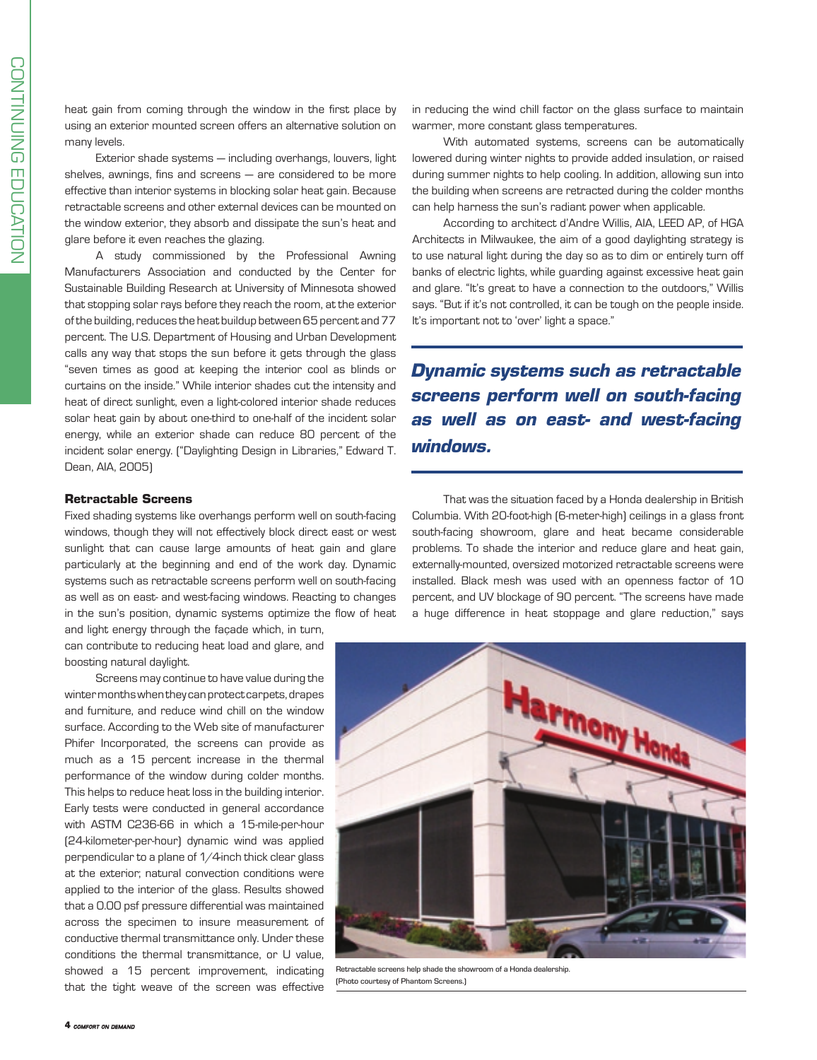heat gain from coming through the window in the first place by using an exterior mounted screen offers an alternative solution on many levels.

Exterior shade systems — including overhangs, louvers, light shelves, awnings, fins and screens — are considered to be more effective than interior systems in blocking solar heat gain. Because retractable screens and other external devices can be mounted on the window exterior, they absorb and dissipate the sun's heat and glare before it even reaches the glazing.

A study commissioned by the Professional Awning Manufacturers Association and conducted by the Center for Sustainable Building Research at University of Minnesota showed that stopping solar rays before they reach the room, at the exterior of the building, reduces the heat buildup between 65 percent and 77 percent. The U.S. Department of Housing and Urban Development calls any way that stops the sun before it gets through the glass "seven times as good at keeping the interior cool as blinds or curtains on the inside." While interior shades cut the intensity and heat of direct sunlight, even a light-colored interior shade reduces solar heat gain by about one-third to one-half of the incident solar energy, while an exterior shade can reduce 80 percent of the incident solar energy. ("Daylighting Design in Libraries," Edward T. Dean, AIA, 2005)

### Retractable Screens

Fixed shading systems like overhangs perform well on south-facing windows, though they will not effectively block direct east or west sunlight that can cause large amounts of heat gain and glare particularly at the beginning and end of the work day. Dynamic systems such as retractable screens perform well on south-facing as well as on east- and west-facing windows. Reacting to changes in the sun's position, dynamic systems optimize the flow of heat and light energy through the façade which, in turn, can contribute to reducing heat load and glare, and boosting natural daylight.

Screens may continue to have value during the winter months when they can protect carpets, drapes and furniture, and reduce wind chill on the window surface. According to the Web site of manufacturer Phifer Incorporated, the screens can provide as much as a 15 percent increase in the thermal performance of the window during colder months. This helps to reduce heat loss in the building interior. Early tests were conducted in general accordance with ASTM C236-66 in which a 15-mile-per-hour (24-kilometer-per-hour) dynamic wind was applied perpendicular to a plane of 1/4-inch thick clear glass at the exterior; natural convection conditions were applied to the interior of the glass. Results showed that a 0.00 psf pressure differential was maintained across the specimen to insure measurement of conductive thermal transmittance only. Under these conditions the thermal transmittance, or U value, showed a 15 percent improvement, indicating that the tight weave of the screen was effective in reducing the wind chill factor on the glass surface to maintain warmer, more constant glass temperatures.

With automated systems, screens can be automatically lowered during winter nights to provide added insulation, or raised during summer nights to help cooling. In addition, allowing sun into the building when screens are retracted during the colder months can help harness the sun's radiant power when applicable.

According to architect d'Andre Willis, AIA, LEED AP, of HGA Architects in Milwaukee, the aim of a good daylighting strategy is to use natural light during the day so as to dim or entirely turn off banks of electric lights, while guarding against excessive heat gain and glare. "It's great to have a connection to the outdoors," Willis says. "But if it's not controlled, it can be tough on the people inside. It's important not to 'over' light a space."

> ***Dynamic systems such as retractable screens perform well on south-facing as well as on east- and west-facing windows.***

That was the situation faced by a Honda dealership in British Columbia. With 20-foot-high (6-meter-high) ceilings in a glass front south-facing showroom, glare and heat became considerable problems. To shade the interior and reduce glare and heat gain, externally-mounted, oversized motorized retractable screens were installed. Black mesh was used with an openness factor of 10 percent, and UV blockage of 90 percent. "The screens have made a huge difference in heat stoppage and glare reduction," says

Retractable screens help shade the showroom of a Honda dealership. (Photo courtesy of Phantom Screens.)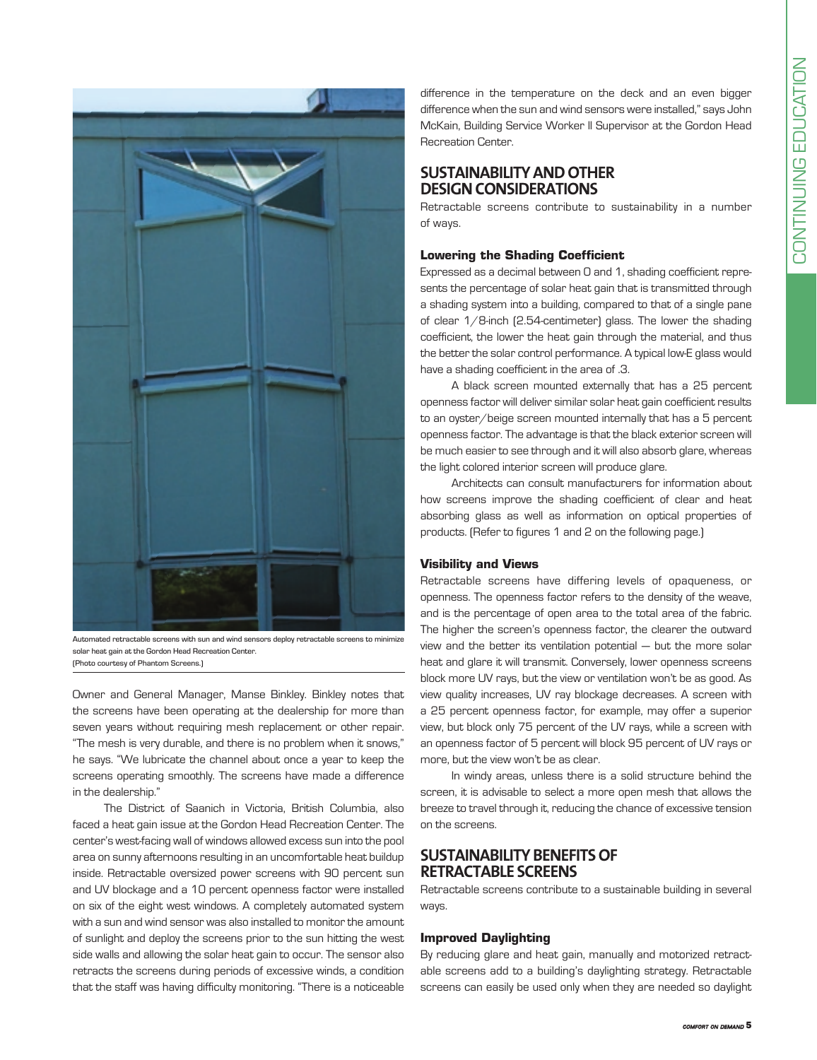Automated retractable screens with sun and wind sensors deploy retractable screens to minimize solar heat gain at the Gordon Head Recreation Center.
(Photo courtesy of Phantom Screens.)

Owner and General Manager, Manse Binkley. Binkley notes that the screens have been operating at the dealership for more than seven years without requiring mesh replacement or other repair. "The mesh is very durable, and there is no problem when it snows," he says. "We lubricate the channel about once a year to keep the screens operating smoothly. The screens have made a difference in the dealership."

The District of Saanich in Victoria, British Columbia, also faced a heat gain issue at the Gordon Head Recreation Center. The center's west-facing wall of windows allowed excess sun into the pool area on sunny afternoons resulting in an uncomfortable heat buildup inside. Retractable oversized power screens with 90 percent sun and UV blockage and a 10 percent openness factor were installed on six of the eight west windows. A completely automated system with a sun and wind sensor was also installed to monitor the amount of sunlight and deploy the screens prior to the sun hitting the west side walls and allowing the solar heat gain to occur. The sensor also retracts the screens during periods of excessive winds, a condition that the staff was having difficulty monitoring. "There is a noticeable difference in the temperature on the deck and an even bigger difference when the sun and wind sensors were installed," says John McKain, Building Service Worker II Supervisor at the Gordon Head Recreation Center.

## SUSTAINABILITY AND OTHER DESIGN CONSIDERATIONS

Retractable screens contribute to sustainability in a number of ways.

### Lowering the Shading Coefficient

Expressed as a decimal between 0 and 1, shading coefficient represents the percentage of solar heat gain that is transmitted through a shading system into a building, compared to that of a single pane of clear 1/8-inch (2.54-centimeter) glass. The lower the shading coefficient, the lower the heat gain through the material, and thus the better the solar control performance. A typical low-E glass would have a shading coefficient in the area of .3.

A black screen mounted externally that has a 25 percent openness factor will deliver similar solar heat gain coefficient results to an oyster/beige screen mounted internally that has a 5 percent openness factor. The advantage is that the black exterior screen will be much easier to see through and it will also absorb glare, whereas the light colored interior screen will produce glare.

Architects can consult manufacturers for information about how screens improve the shading coefficient of clear and heat absorbing glass as well as information on optical properties of products. (Refer to figures 1 and 2 on the following page.)

### Visibility and Views

Retractable screens have differing levels of opaqueness, or openness. The openness factor refers to the density of the weave, and is the percentage of open area to the total area of the fabric. The higher the screen's openness factor, the clearer the outward view and the better its ventilation potential — but the more solar heat and glare it will transmit. Conversely, lower openness screens block more UV rays, but the view or ventilation won't be as good. As view quality increases, UV ray blockage decreases. A screen with a 25 percent openness factor, for example, may offer a superior view, but block only 75 percent of the UV rays, while a screen with an openness factor of 5 percent will block 95 percent of UV rays or more, but the view won't be as clear.

In windy areas, unless there is a solid structure behind the screen, it is advisable to select a more open mesh that allows the breeze to travel through it, reducing the chance of excessive tension on the screens.

## SUSTAINABILITY BENEFITS OF RETRACTABLE SCREENS

Retractable screens contribute to a sustainable building in several ways.

### Improved Daylighting

By reducing glare and heat gain, manually and motorized retractable screens add to a building's daylighting strategy. Retractable screens can easily be used only when they are needed so daylight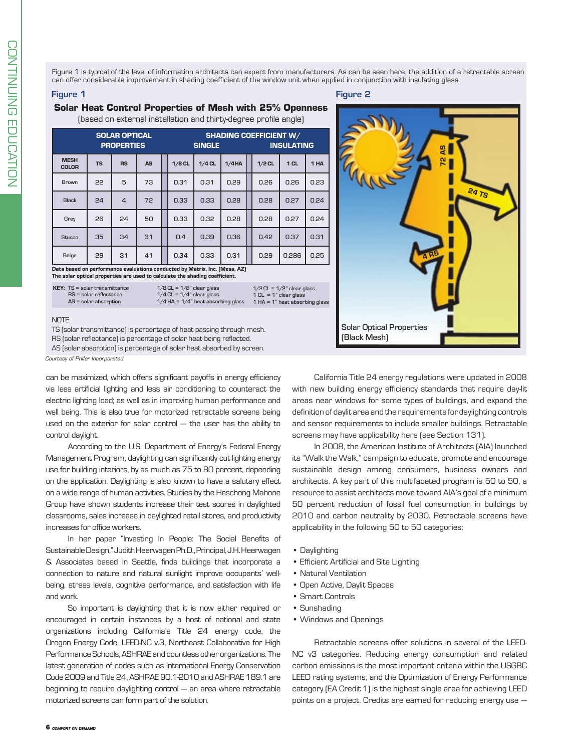Figure 1 is typical of the level of information architects can expect from manufacturers. As can be seen here, the addition of a retractable screen can offer considerable improvement in shading coefficient of the window unit when applied in conjunction with insulating glass.

**Figure 1**

**Solar Heat Control Properties of Mesh with 25% Openness**

(based on external installation and thirty-degree profile angle)

| | SOLAR OPTICAL PROPERTIES | | | SHADING COEFFICIENT W/ SINGLE | | | INSULATING | | |
|---|---|---|---|---|---|---|---|---|---|
| MESH COLOR | TS | RS | AS | 1/8 CL | 1/4 CL | 1/4HA | 1/2 CL | 1 CL | 1 HA |
| Brown | 22 | 5 | 73 | 0.31 | 0.31 | 0.29 | 0.26 | 0.26 | 0.23 |
| Black | 24 | 4 | 72 | 0.33 | 0.33 | 0.28 | 0.28 | 0.27 | 0.24 |
| Grey | 26 | 24 | 50 | 0.33 | 0.32 | 0.28 | 0.28 | 0.27 | 0.24 |
| Stucco | 35 | 34 | 31 | 0.4 | 0.39 | 0.36 | 0.42 | 0.37 | 0.31 |
| Beige | 29 | 31 | 41 | 0.34 | 0.33 | 0.31 | 0.29 | 0.286 | 0.25 |

**Data based on performance evaluations conducted by Matrix, Inc. (Mesa, AZ)**
**The solar optical properties are used to calculate the shading coefficient.**

**KEY:** TS = solar transmittance, RS = solar reflectance, AS = solar absorption; 1/8 CL = 1/8" clear glass, 1/4 CL = 1/4" clear glass, 1/4 HA = 1/4" heat absorbing glass; 1/2 CL = 1/2" clear glass, 1 CL = 1" clear glass, 1 HA = 1" heat absorbing glass

NOTE:
TS (solar transmittance) is percentage of heat passing through mesh.
RS (solar reflectance) is percentage of solar heat being reflected.
AS (solar absorption) is percentage of solar heat absorbed by screen.

*Courtesy of Phifer Incorporated.*

**Figure 2**

72 AS
24 TS
4 RS

Solar Optical Properties (Black Mesh)

can be maximized, which offers significant payoffs in energy efficiency via less artificial lighting and less air conditioning to counteract the electric lighting load; as well as in improving human performance and well being. This is also true for motorized retractable screens being used on the exterior for solar control — the user has the ability to control daylight.

According to the U.S. Department of Energy's Federal Energy Management Program, daylighting can significantly cut lighting energy use for building interiors, by as much as 75 to 80 percent, depending on the application. Daylighting is also known to have a salutary effect on a wide range of human activities. Studies by the Heschong Mahone Group have shown students increase their test scores in daylighted classrooms, sales increase in daylighted retail stores, and productivity increases for office workers.

In her paper "Investing In People: The Social Benefits of Sustainable Design," Judith Heerwagen Ph.D., Principal, J.H. Heerwagen & Associates based in Seattle, finds buildings that incorporate a connection to nature and natural sunlight improve occupants' well-being, stress levels, cognitive performance, and satisfaction with life and work.

So important is daylighting that it is now either required or encouraged in certain instances by a host of national and state organizations including California's Title 24 energy code, the Oregon Energy Code, LEED-NC v.3, Northeast Collaborative for High Performance Schools, ASHRAE and countless other organizations. The latest generation of codes such as International Energy Conservation Code 2009 and Title 24, ASHRAE 90.1-2010 and ASHRAE 189.1 are beginning to require daylighting control — an area where retractable motorized screens can form part of the solution.

California Title 24 energy regulations were updated in 2008 with new building energy efficiency standards that require day-lit areas near windows for some types of buildings, and expand the definition of daylit area and the requirements for daylighting controls and sensor requirements to include smaller buildings. Retractable screens may have applicability here (see Section 131).

In 2008, the American Institute of Architects (AIA) launched its "Walk the Walk," campaign to educate, promote and encourage sustainable design among consumers, business owners and architects. A key part of this multifaceted program is 50 to 50, a resource to assist architects move toward AIA's goal of a minimum 50 percent reduction of fossil fuel consumption in buildings by 2010 and carbon neutrality by 2030. Retractable screens have applicability in the following 50 to 50 categories:

- Daylighting
- Efficient Artificial and Site Lighting
- Natural Ventilation
- Open Active, Daylit Spaces
- Smart Controls
- Sunshading
- Windows and Openings

Retractable screens offer solutions in several of the LEED-NC v3 categories. Reducing energy consumption and related carbon emissions is the most important criteria within the USGBC LEED rating systems, and the Optimization of Energy Performance category (EA Credit 1) is the highest single area for achieving LEED points on a project. Credits are earned for reducing energy use —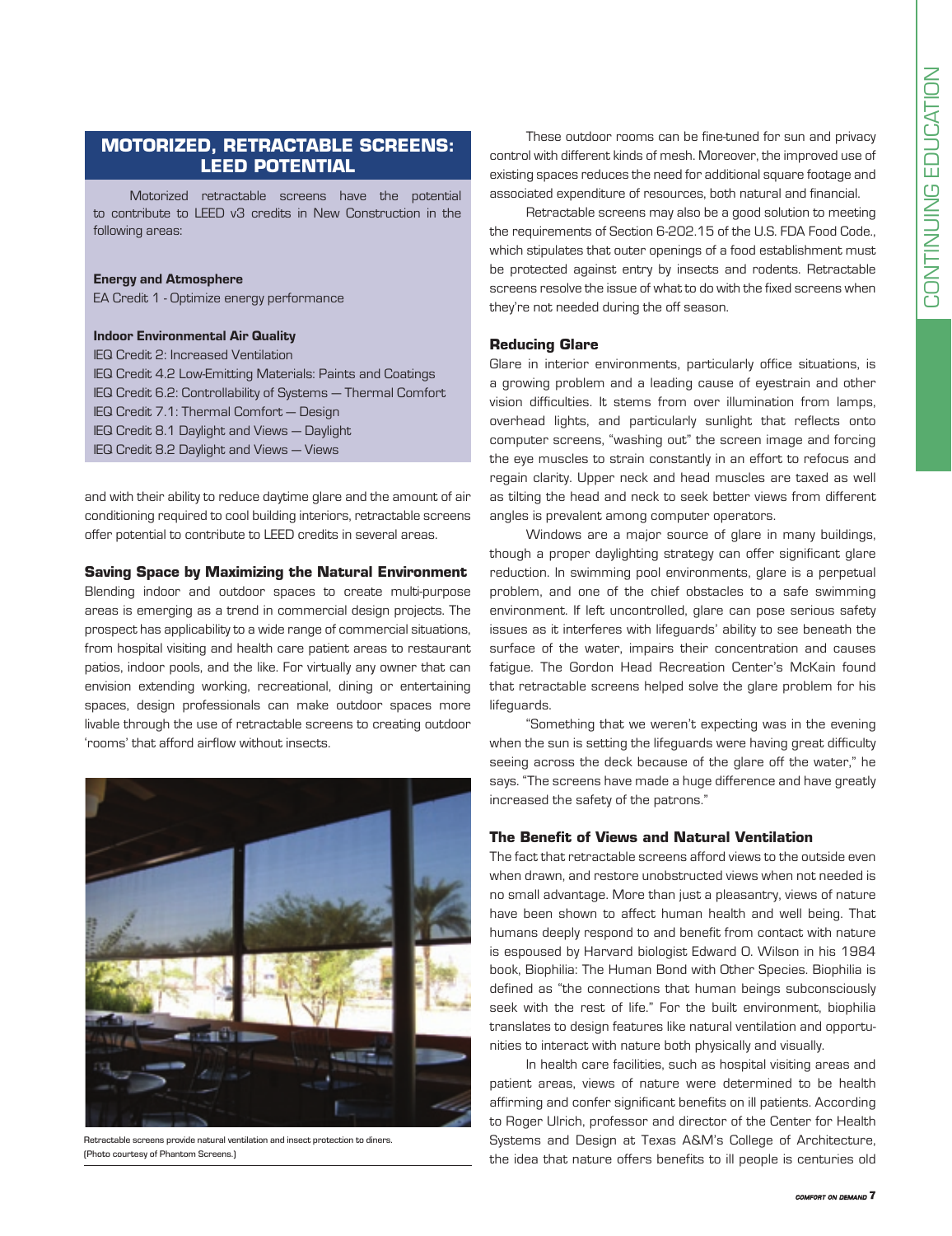## MOTORIZED, RETRACTABLE SCREENS: LEED POTENTIAL

Motorized retractable screens have the potential to contribute to LEED v3 credits in New Construction in the following areas:

**Energy and Atmosphere**
EA Credit 1 - Optimize energy performance

**Indoor Environmental Air Quality**
IEQ Credit 2: Increased Ventilation
IEQ Credit 4.2 Low-Emitting Materials: Paints and Coatings
IEQ Credit 6.2: Controllability of Systems — Thermal Comfort
IEQ Credit 7.1: Thermal Comfort — Design
IEQ Credit 8.1 Daylight and Views — Daylight
IEQ Credit 8.2 Daylight and Views — Views

and with their ability to reduce daytime glare and the amount of air conditioning required to cool building interiors, retractable screens offer potential to contribute to LEED credits in several areas.

### Saving Space by Maximizing the Natural Environment

Blending indoor and outdoor spaces to create multi-purpose areas is emerging as a trend in commercial design projects. The prospect has applicability to a wide range of commercial situations, from hospital visiting and health care patient areas to restaurant patios, indoor pools, and the like. For virtually any owner that can envision extending working, recreational, dining or entertaining spaces, design professionals can make outdoor spaces more livable through the use of retractable screens to creating outdoor 'rooms' that afford airflow without insects.

Retractable screens provide natural ventilation and insect protection to diners. (Photo courtesy of Phantom Screens.)

These outdoor rooms can be fine-tuned for sun and privacy control with different kinds of mesh. Moreover, the improved use of existing spaces reduces the need for additional square footage and associated expenditure of resources, both natural and financial.

Retractable screens may also be a good solution to meeting the requirements of Section 6-202.15 of the U.S. FDA Food Code., which stipulates that outer openings of a food establishment must be protected against entry by insects and rodents. Retractable screens resolve the issue of what to do with the fixed screens when they're not needed during the off season.

### Reducing Glare

Glare in interior environments, particularly office situations, is a growing problem and a leading cause of eyestrain and other vision difficulties. It stems from over illumination from lamps, overhead lights, and particularly sunlight that reflects onto computer screens, "washing out" the screen image and forcing the eye muscles to strain constantly in an effort to refocus and regain clarity. Upper neck and head muscles are taxed as well as tilting the head and neck to seek better views from different angles is prevalent among computer operators.

Windows are a major source of glare in many buildings, though a proper daylighting strategy can offer significant glare reduction. In swimming pool environments, glare is a perpetual problem, and one of the chief obstacles to a safe swimming environment. If left uncontrolled, glare can pose serious safety issues as it interferes with lifeguards' ability to see beneath the surface of the water, impairs their concentration and causes fatigue. The Gordon Head Recreation Center's McKain found that retractable screens helped solve the glare problem for his lifeguards.

"Something that we weren't expecting was in the evening when the sun is setting the lifeguards were having great difficulty seeing across the deck because of the glare off the water," he says. "The screens have made a huge difference and have greatly increased the safety of the patrons."

### The Benefit of Views and Natural Ventilation

The fact that retractable screens afford views to the outside even when drawn, and restore unobstructed views when not needed is no small advantage. More than just a pleasantry, views of nature have been shown to affect human health and well being. That humans deeply respond to and benefit from contact with nature is espoused by Harvard biologist Edward O. Wilson in his 1984 book, Biophilia: The Human Bond with Other Species. Biophilia is defined as "the connections that human beings subconsciously seek with the rest of life." For the built environment, biophilia translates to design features like natural ventilation and opportunities to interact with nature both physically and visually.

In health care facilities, such as hospital visiting areas and patient areas, views of nature were determined to be health affirming and confer significant benefits on ill patients. According to Roger Ulrich, professor and director of the Center for Health Systems and Design at Texas A&M's College of Architecture, the idea that nature offers benefits to ill people is centuries old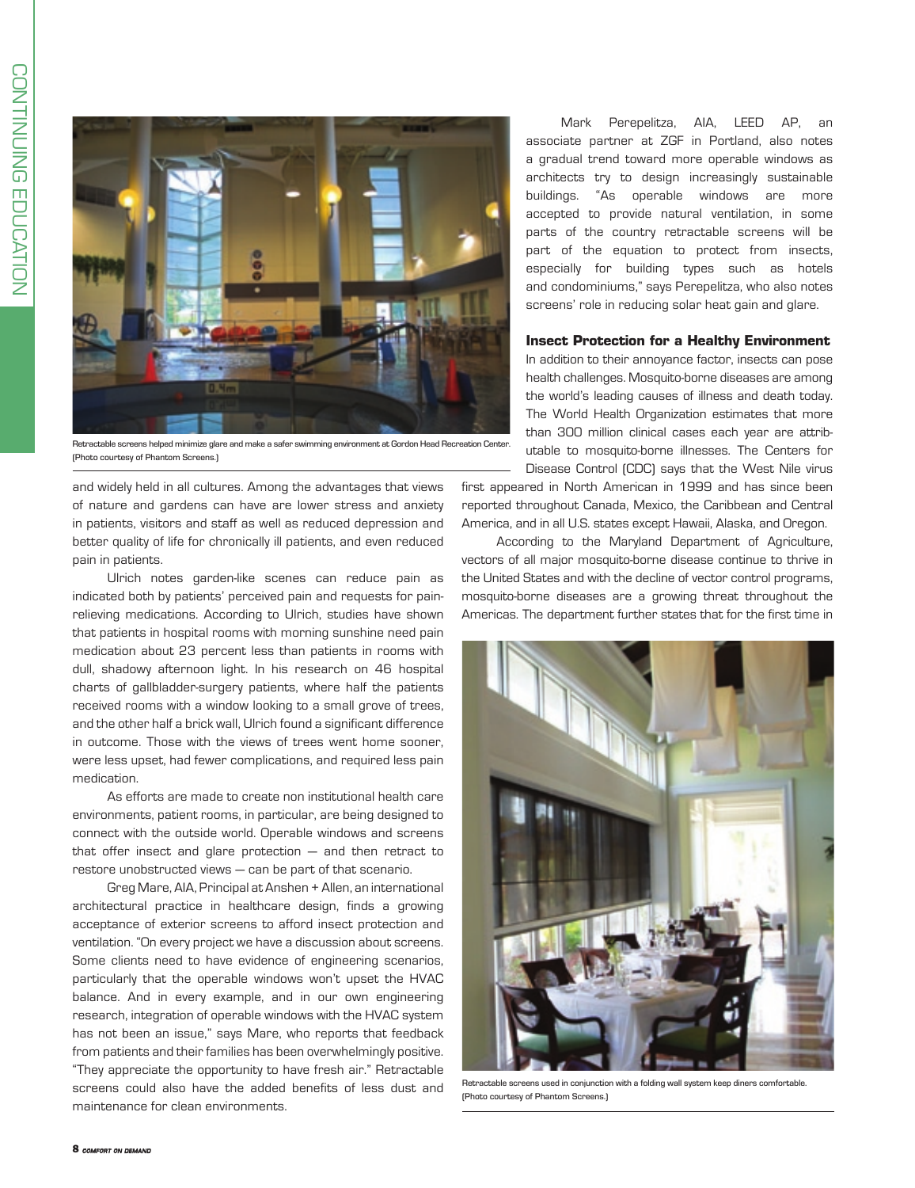Retractable screens helped minimize glare and make a safer swimming environment at Gordon Head Recreation Center. (Photo courtesy of Phantom Screens.)

and widely held in all cultures. Among the advantages that views of nature and gardens can have are lower stress and anxiety in patients, visitors and staff as well as reduced depression and better quality of life for chronically ill patients, and even reduced pain in patients.

Ulrich notes garden-like scenes can reduce pain as indicated both by patients' perceived pain and requests for pain-relieving medications. According to Ulrich, studies have shown that patients in hospital rooms with morning sunshine need pain medication about 23 percent less than patients in rooms with dull, shadowy afternoon light. In his research on 46 hospital charts of gallbladder-surgery patients, where half the patients received rooms with a window looking to a small grove of trees, and the other half a brick wall, Ulrich found a significant difference in outcome. Those with the views of trees went home sooner, were less upset, had fewer complications, and required less pain medication.

As efforts are made to create non institutional health care environments, patient rooms, in particular, are being designed to connect with the outside world. Operable windows and screens that offer insect and glare protection — and then retract to restore unobstructed views — can be part of that scenario.

Greg Mare, AIA, Principal at Anshen + Allen, an international architectural practice in healthcare design, finds a growing acceptance of exterior screens to afford insect protection and ventilation. "On every project we have a discussion about screens. Some clients need to have evidence of engineering scenarios, particularly that the operable windows won't upset the HVAC balance. And in every example, and in our own engineering research, integration of operable windows with the HVAC system has not been an issue," says Mare, who reports that feedback from patients and their families has been overwhelmingly positive. "They appreciate the opportunity to have fresh air." Retractable screens could also have the added benefits of less dust and maintenance for clean environments.

Mark Perepelitza, AIA, LEED AP, an associate partner at ZGF in Portland, also notes a gradual trend toward more operable windows as architects try to design increasingly sustainable buildings. "As operable windows are more accepted to provide natural ventilation, in some parts of the country retractable screens will be part of the equation to protect from insects, especially for building types such as hotels and condominiums," says Perepelitza, who also notes screens' role in reducing solar heat gain and glare.

## Insect Protection for a Healthy Environment

In addition to their annoyance factor, insects can pose health challenges. Mosquito-borne diseases are among the world's leading causes of illness and death today. The World Health Organization estimates that more than 300 million clinical cases each year are attributable to mosquito-borne illnesses. The Centers for Disease Control (CDC) says that the West Nile virus first appeared in North American in 1999 and has since been reported throughout Canada, Mexico, the Caribbean and Central America, and in all U.S. states except Hawaii, Alaska, and Oregon.

According to the Maryland Department of Agriculture, vectors of all major mosquito-borne disease continue to thrive in the United States and with the decline of vector control programs, mosquito-borne diseases are a growing threat throughout the Americas. The department further states that for the first time in

Retractable screens used in conjunction with a folding wall system keep diners comfortable. (Photo courtesy of Phantom Screens.)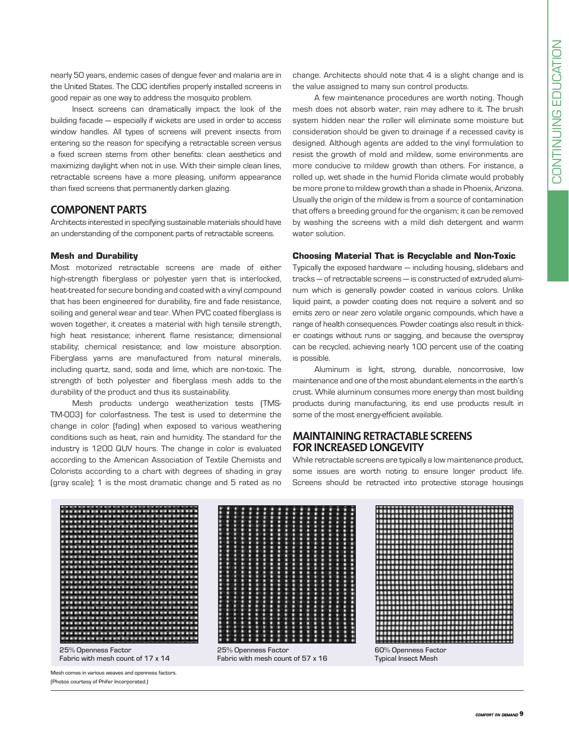nearly 50 years, endemic cases of dengue fever and malaria are in the United States. The CDC identifies properly installed screens in good repair as one way to address the mosquito problem.

Insect screens can dramatically impact the look of the building facade — especially if wickets are used in order to access window handles. All types of screens will prevent insects from entering so the reason for specifying a retractable screen versus a fixed screen stems from other benefits: clean aesthetics and maximizing daylight when not in use. With their simple clean lines, retractable screens have a more pleasing, uniform appearance than fixed screens that permanently darken glazing.

## COMPONENT PARTS

Architects interested in specifying sustainable materials should have an understanding of the component parts of retractable screens.

### Mesh and Durability

Most motorized retractable screens are made of either high-strength fiberglass or polyester yarn that is interlocked, heat-treated for secure bonding and coated with a vinyl compound that has been engineered for durability, fire and fade resistance, soiling and general wear and tear. When PVC coated fiberglass is woven together, it creates a material with high tensile strength, high heat resistance; inherent flame resistance; dimensional stability; chemical resistance; and low moisture absorption. Fiberglass yarns are manufactured from natural minerals, including quartz, sand, soda and lime, which are non-toxic. The strength of both polyester and fiberglass mesh adds to the durability of the product and thus its sustainability.

Mesh products undergo weatherization tests (TMS-TM-003) for colorfastness. The test is used to determine the change in color (fading) when exposed to various weathering conditions such as heat, rain and humidity. The standard for the industry is 1200 QUV hours. The change in color is evaluated according to the American Association of Textile Chemists and Colorists according to a chart with degrees of shading in gray (gray scale); 1 is the most dramatic change and 5 rated as no change. Architects should note that 4 is a slight change and is the value assigned to many sun control products.

A few maintenance procedures are worth noting. Though mesh does not absorb water, rain may adhere to it. The brush system hidden near the roller will eliminate some moisture but consideration should be given to drainage if a recessed cavity is designed. Although agents are added to the vinyl formulation to resist the growth of mold and mildew, some environments are more conducive to mildew growth than others. For instance, a rolled up, wet shade in the humid Florida climate would probably be more prone to mildew growth than a shade in Phoenix, Arizona. Usually the origin of the mildew is from a source of contamination that offers a breeding ground for the organism; it can be removed by washing the screens with a mild dish detergent and warm water solution.

### Choosing Material That is Recyclable and Non-Toxic

Typically the exposed hardware — including housing, slidebars and tracks — of retractable screens — is constructed of extruded aluminum which is generally powder coated in various colors. Unlike liquid paint, a powder coating does not require a solvent and so emits zero or near zero volatile organic compounds, which have a range of health consequences. Powder coatings also result in thicker coatings without runs or sagging, and because the overspray can be recycled, achieving nearly 100 percent use of the coating is possible.

Aluminum is light, strong, durable, noncorrosive, low maintenance and one of the most abundant elements in the earth's crust. While aluminum consumes more energy than most building products during manufacturing, its end use products result in some of the most energy-efficient available.

## MAINTAINING RETRACTABLE SCREENS FOR INCREASED LONGEVITY

While retractable screens are typically a low maintenance product, some issues are worth noting to ensure longer product life. Screens should be retracted into protective storage housings

25% Openness Factor
Fabric with mesh count of 17 x 14

25% Openness Factor
Fabric with mesh count of 57 x 16

60% Openness Factor
Typical Insect Mesh

Mesh comes in various weaves and openness factors.
(Photos courtesy of Phifer Incorporated.)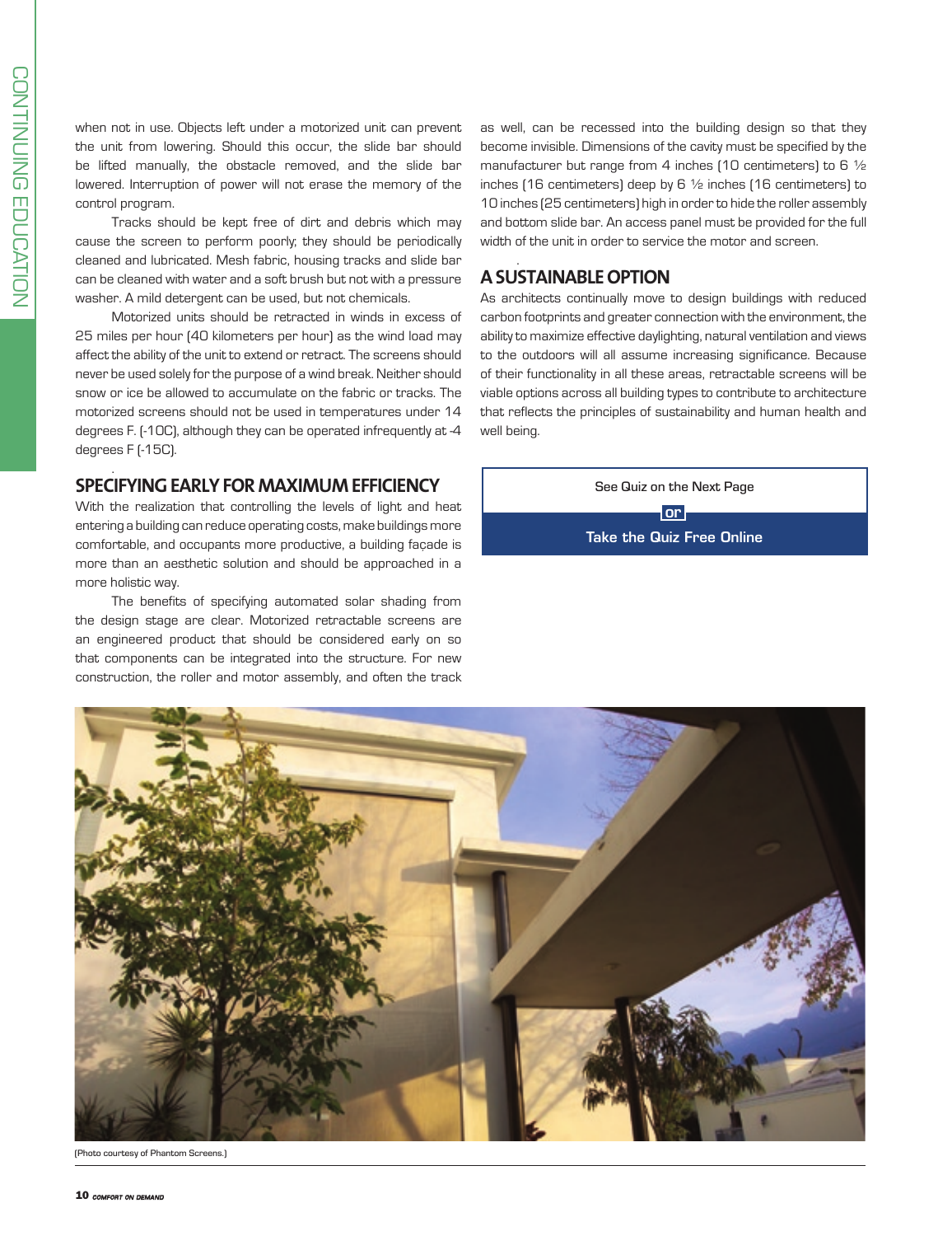when not in use. Objects left under a motorized unit can prevent the unit from lowering. Should this occur, the slide bar should be lifted manually, the obstacle removed, and the slide bar lowered. Interruption of power will not erase the memory of the control program.

Tracks should be kept free of dirt and debris which may cause the screen to perform poorly; they should be periodically cleaned and lubricated. Mesh fabric, housing tracks and slide bar can be cleaned with water and a soft brush but not with a pressure washer. A mild detergent can be used, but not chemicals.

Motorized units should be retracted in winds in excess of 25 miles per hour (40 kilometers per hour) as the wind load may affect the ability of the unit to extend or retract. The screens should never be used solely for the purpose of a wind break. Neither should snow or ice be allowed to accumulate on the fabric or tracks. The motorized screens should not be used in temperatures under 14 degrees F. (-10C), although they can be operated infrequently at -4 degrees F (-15C).

## SPECIFYING EARLY FOR MAXIMUM EFFICIENCY

With the realization that controlling the levels of light and heat entering a building can reduce operating costs, make buildings more comfortable, and occupants more productive, a building façade is more than an aesthetic solution and should be approached in a more holistic way.

The benefits of specifying automated solar shading from the design stage are clear. Motorized retractable screens are an engineered product that should be considered early on so that components can be integrated into the structure. For new construction, the roller and motor assembly, and often the track as well, can be recessed into the building design so that they become invisible. Dimensions of the cavity must be specified by the manufacturer but range from 4 inches (10 centimeters) to 6 ½ inches (16 centimeters) deep by 6 ½ inches (16 centimeters) to 10 inches (25 centimeters) high in order to hide the roller assembly and bottom slide bar. An access panel must be provided for the full width of the unit in order to service the motor and screen.

## A SUSTAINABLE OPTION

As architects continually move to design buildings with reduced carbon footprints and greater connection with the environment, the ability to maximize effective daylighting, natural ventilation and views to the outdoors will all assume increasing significance. Because of their functionality in all these areas, retractable screens will be viable options across all building types to contribute to architecture that reflects the principles of sustainability and human health and well being.

See Quiz on the Next Page

or

**Take the Quiz Free Online**

(Photo courtesy of Phantom Screens.)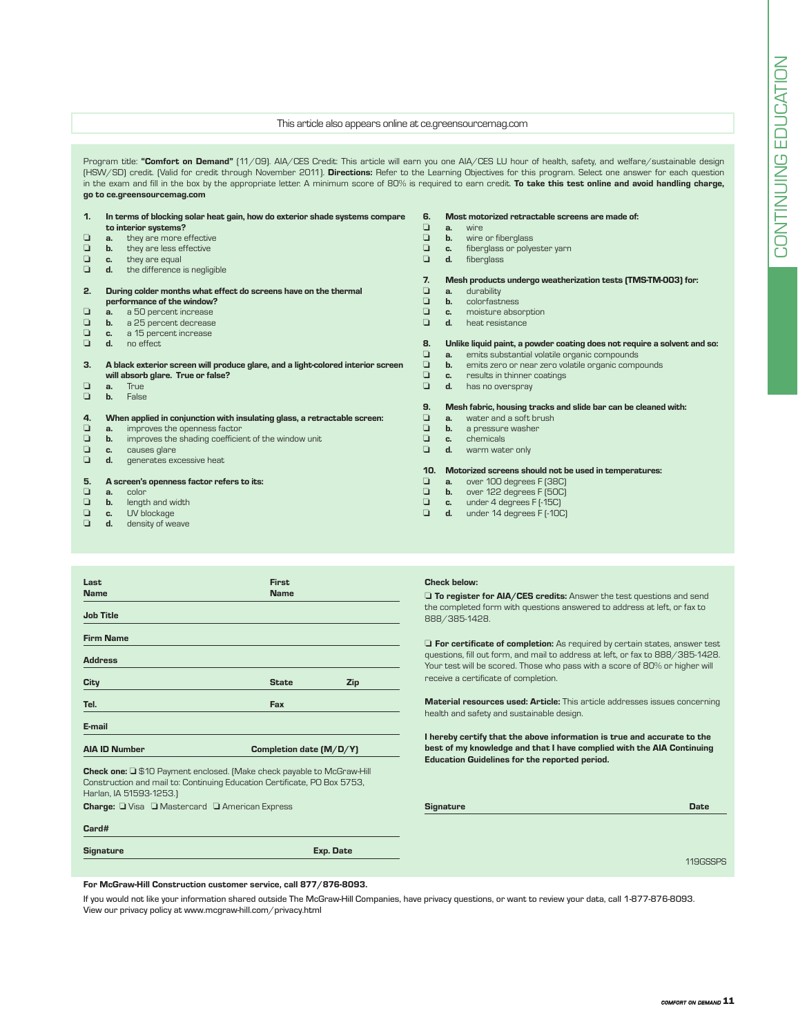This article also appears online at ce.greensourcemag.com

Program title: **"Comfort on Demand"** (11/09). AIA/CES Credit: This article will earn you one AIA/CES LU hour of health, safety, and welfare/sustainable design (HSW/SD) credit. (Valid for credit through November 2011). **Directions:** Refer to the Learning Objectives for this program. Select one answer for each question in the exam and fill in the box by the appropriate letter. A minimum score of 80% is required to earn credit. **To take this test online and avoid handling charge, go to ce.greensourcemag.com**

**1. In terms of blocking solar heat gain, how do exterior shade systems compare to interior systems?**
- ❑ **a.** they are more effective
- ❑ **b.** they are less effective
- ❑ **c.** they are equal
- ❑ **d.** the difference is negligible

**2. During colder months what effect do screens have on the thermal performance of the window?**
- ❑ **a.** a 50 percent increase
- ❑ **b.** a 25 percent decrease
- ❑ **c.** a 15 percent increase
- ❑ **d.** no effect

**3. A black exterior screen will produce glare, and a light-colored interior screen will absorb glare. True or false?**
- ❑ **a.** True
- ❑ **b.** False

**4. When applied in conjunction with insulating glass, a retractable screen:**
- ❑ **a.** improves the openness factor
- ❑ **b.** improves the shading coefficient of the window unit
- ❑ **c.** causes glare
- ❑ **d.** generates excessive heat

**5. A screen's openness factor refers to its:**
- ❑ **a.** color
- ❑ **b.** length and width
- ❑ **c.** UV blockage
- ❑ **d.** density of weave

**6. Most motorized retractable screens are made of:**
- ❑ **a.** wire
- ❑ **b.** wire or fiberglass
- ❑ **c.** fiberglass or polyester yarn
- ❑ **d.** fiberglass

**7. Mesh products undergo weatherization tests (TMS-TM-003) for:**
- ❑ **a.** durability
- ❑ **b.** colorfastness
- ❑ **c.** moisture absorption
- ❑ **d.** heat resistance

**8. Unlike liquid paint, a powder coating does not require a solvent and so:**
- ❑ **a.** emits substantial volatile organic compounds
- ❑ **b.** emits zero or near zero volatile organic compounds
- ❑ **c.** results in thinner coatings
- ❑ **d.** has no overspray

**9. Mesh fabric, housing tracks and slide bar can be cleaned with:**
- ❑ **a.** water and a soft brush
- ❑ **b.** a pressure washer
- ❑ **c.** chemicals
- ❑ **d.** warm water only

**10. Motorized screens should not be used in temperatures:**
- ❑ **a.** over 100 degrees F (38C)
- ❑ **b.** over 122 degrees F (50C)
- ❑ **c.** under 4 degrees F (-15C)
- ❑ **d.** under 14 degrees F (-10C)

**Last Name** ______ **First Name** ______

**Job Title** ______

**Firm Name** ______

**Address** ______

**City** ______ **State** ______ **Zip** ______

**Tel.** ______ **Fax** ______

**E-mail** ______

**AIA ID Number** ______ **Completion date (M/D/Y)** ______

**Check one:** ❑ $10 Payment enclosed. (Make check payable to McGraw-Hill Construction and mail to: Continuing Education Certificate, PO Box 5753, Harlan, IA 51593-1253.)

**Charge:** ❑ Visa ❑ Mastercard ❑ American Express

**Card#** ______

**Signature** ______ **Exp. Date** ______

**Check below:**

❑ **To register for AIA/CES credits:** Answer the test questions and send the completed form with questions answered to address at left, or fax to 888/385-1428.

❑ **For certificate of completion:** As required by certain states, answer test questions, fill out form, and mail to address at left, or fax to 888/385-1428. Your test will be scored. Those who pass with a score of 80% or higher will receive a certificate of completion.

**Material resources used: Article:** This article addresses issues concerning health and safety and sustainable design.

**I hereby certify that the above information is true and accurate to the best of my knowledge and that I have complied with the AIA Continuing Education Guidelines for the reported period.**

**Signature** ______ **Date** ______

119GSSPS

**For McGraw-Hill Construction customer service, call 877/876-8093.**

If you would not like your information shared outside The McGraw-Hill Companies, have privacy questions, or want to review your data, call 1-877-876-8093. View our privacy policy at www.mcgraw-hill.com/privacy.html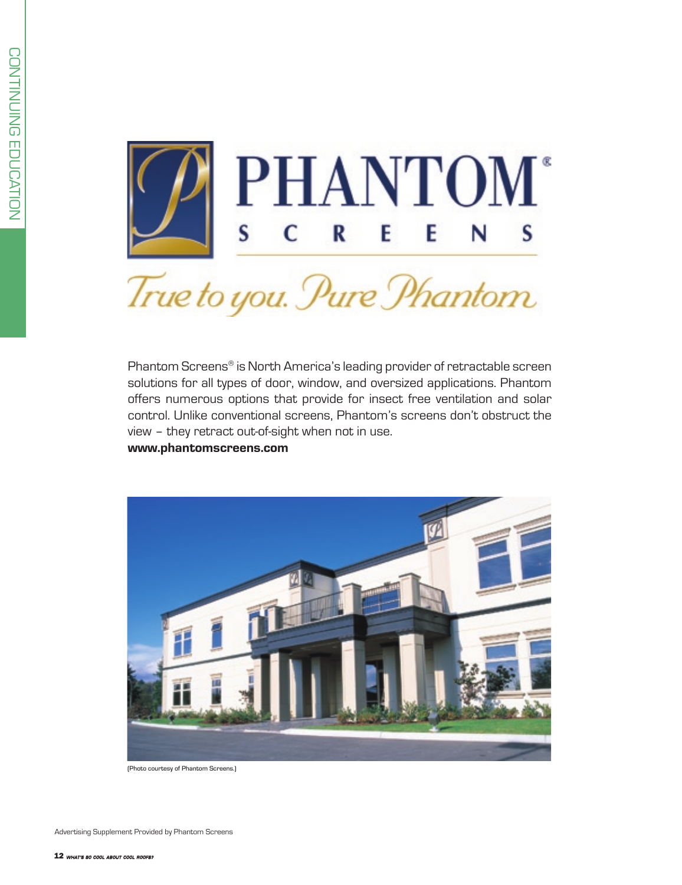# PHANTOM® SCREENS

*True to you. Pure Phantom*

Phantom Screens® is North America's leading provider of retractable screen solutions for all types of door, window, and oversized applications. Phantom offers numerous options that provide for insect free ventilation and solar control. Unlike conventional screens, Phantom's screens don't obstruct the view – they retract out-of-sight when not in use.

**www.phantomscreens.com**

(Photo courtesy of Phantom Screens.)

Advertising Supplement Provided by Phantom Screens